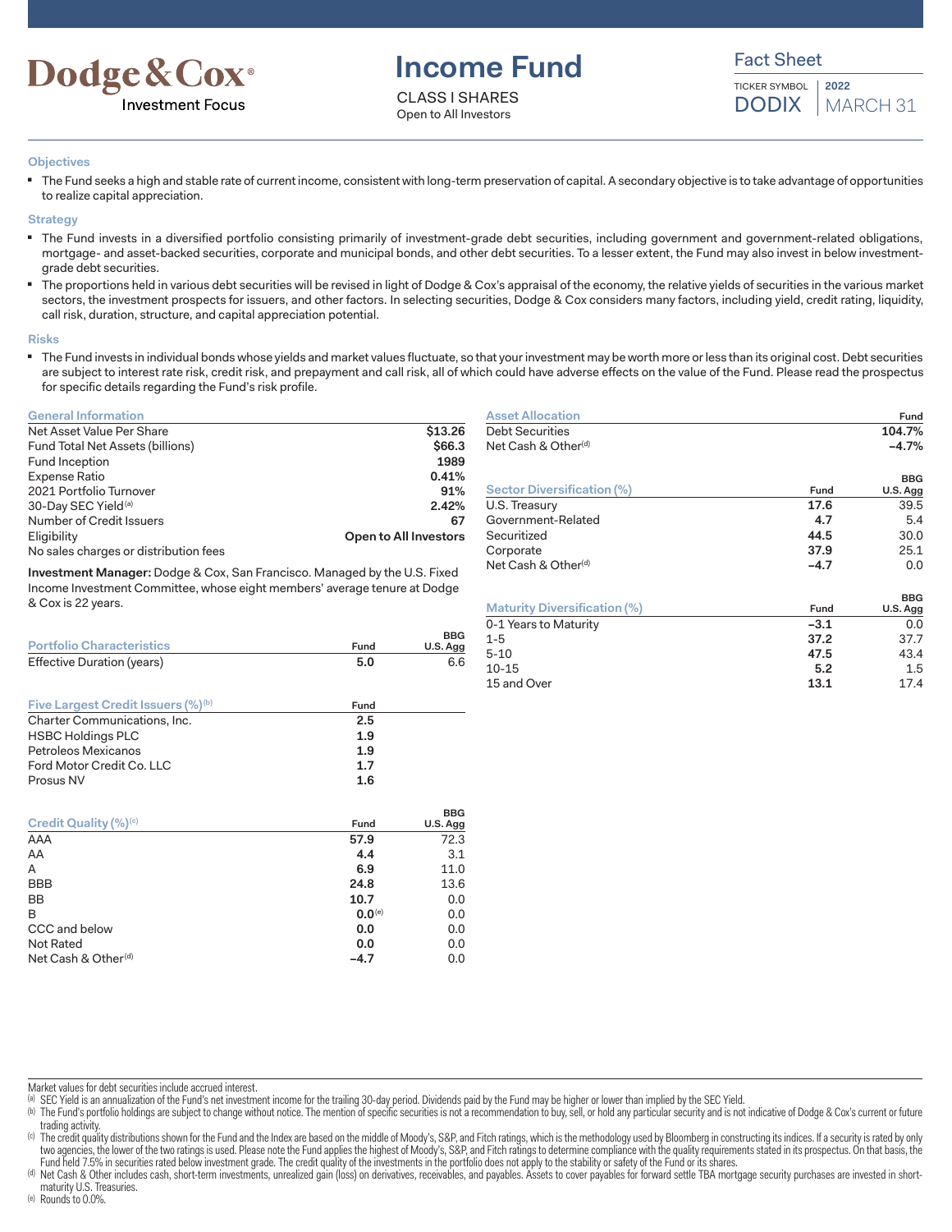Dodge & Cox®
Investment Focus

# Income Fund

CLASS I SHARES
Open to All Investors

Fact Sheet

TICKER SYMBOL DODIX | 2022 MARCH 31

## Objectives

- The Fund seeks a high and stable rate of current income, consistent with long-term preservation of capital. A secondary objective is to take advantage of opportunities to realize capital appreciation.

## Strategy

- The Fund invests in a diversified portfolio consisting primarily of investment-grade debt securities, including government and government-related obligations, mortgage- and asset-backed securities, corporate and municipal bonds, and other debt securities. To a lesser extent, the Fund may also invest in below investment-grade debt securities.
- The proportions held in various debt securities will be revised in light of Dodge & Cox's appraisal of the economy, the relative yields of securities in the various market sectors, the investment prospects for issuers, and other factors. In selecting securities, Dodge & Cox considers many factors, including yield, credit rating, liquidity, call risk, duration, structure, and capital appreciation potential.

## Risks

- The Fund invests in individual bonds whose yields and market values fluctuate, so that your investment may be worth more or less than its original cost. Debt securities are subject to interest rate risk, credit risk, and prepayment and call risk, all of which could have adverse effects on the value of the Fund. Please read the prospectus for specific details regarding the Fund's risk profile.

| General Information | |
|---|---|
| Net Asset Value Per Share | **$13.26** |
| Fund Total Net Assets (billions) | **$66.3** |
| Fund Inception | **1989** |
| Expense Ratio | **0.41%** |
| 2021 Portfolio Turnover | **91%** |
| 30-Day SEC Yield[a] | **2.42%** |
| Number of Credit Issuers | **67** |
| Eligibility | **Open to All Investors** |
| No sales charges or distribution fees | |

**Investment Manager:** Dodge & Cox, San Francisco. Managed by the U.S. Fixed Income Investment Committee, whose eight members' average tenure at Dodge & Cox is 22 years.

| Portfolio Characteristics | Fund | BBG U.S. Agg |
|---|---|---|
| Effective Duration (years) | **5.0** | 6.6 |

| Five Largest Credit Issuers (%)[b] | Fund |
|---|---|
| Charter Communications, Inc. | **2.5** |
| HSBC Holdings PLC | **1.9** |
| Petroleos Mexicanos | **1.9** |
| Ford Motor Credit Co. LLC | **1.7** |
| Prosus NV | **1.6** |

| Credit Quality (%)[c] | Fund | BBG U.S. Agg |
|---|---|---|
| AAA | **57.9** | 72.3 |
| AA | **4.4** | 3.1 |
| A | **6.9** | 11.0 |
| BBB | **24.8** | 13.6 |
| BB | **10.7** | 0.0 |
| B | **0.0**[e] | 0.0 |
| CCC and below | **0.0** | 0.0 |
| Not Rated | **0.0** | 0.0 |
| Net Cash & Other[d] | **−4.7** | 0.0 |

| Asset Allocation | Fund |
|---|---|
| Debt Securities | **104.7%** |
| Net Cash & Other[d] | **−4.7%** |

| Sector Diversification (%) | Fund | BBG U.S. Agg |
|---|---|---|
| U.S. Treasury | **17.6** | 39.5 |
| Government-Related | **4.7** | 5.4 |
| Securitized | **44.5** | 30.0 |
| Corporate | **37.9** | 25.1 |
| Net Cash & Other[d] | **−4.7** | 0.0 |

| Maturity Diversification (%) | Fund | BBG U.S. Agg |
|---|---|---|
| 0-1 Years to Maturity | **−3.1** | 0.0 |
| 1-5 | **37.2** | 37.7 |
| 5-10 | **47.5** | 43.4 |
| 10-15 | **5.2** | 1.5 |
| 15 and Over | **13.1** | 17.4 |

Market values for debt securities include accrued interest.

(a) SEC Yield is an annualization of the Fund's net investment income for the trailing 30-day period. Dividends paid by the Fund may be higher or lower than implied by the SEC Yield.

(b) The Fund's portfolio holdings are subject to change without notice. The mention of specific securities is not a recommendation to buy, sell, or hold any particular security and is not indicative of Dodge & Cox's current or future trading activity.

(c) The credit quality distributions shown for the Fund and the Index are based on the middle of Moody's, S&P, and Fitch ratings, which is the methodology used by Bloomberg in constructing its indices. If a security is rated by only two agencies, the lower of the two ratings is used. Please note the Fund applies the highest of Moody's, S&P, and Fitch ratings to determine compliance with the quality requirements stated in its prospectus. On that basis, the Fund held 7.5% in securities rated below investment grade. The credit quality of the investments in the portfolio does not apply to the stability or safety of the Fund or its shares.

(d) Net Cash & Other includes cash, short-term investments, unrealized gain (loss) on derivatives, receivables, and payables. Assets to cover payables for forward settle TBA mortgage security purchases are invested in short-maturity U.S. Treasuries.

(e) Rounds to 0.0%.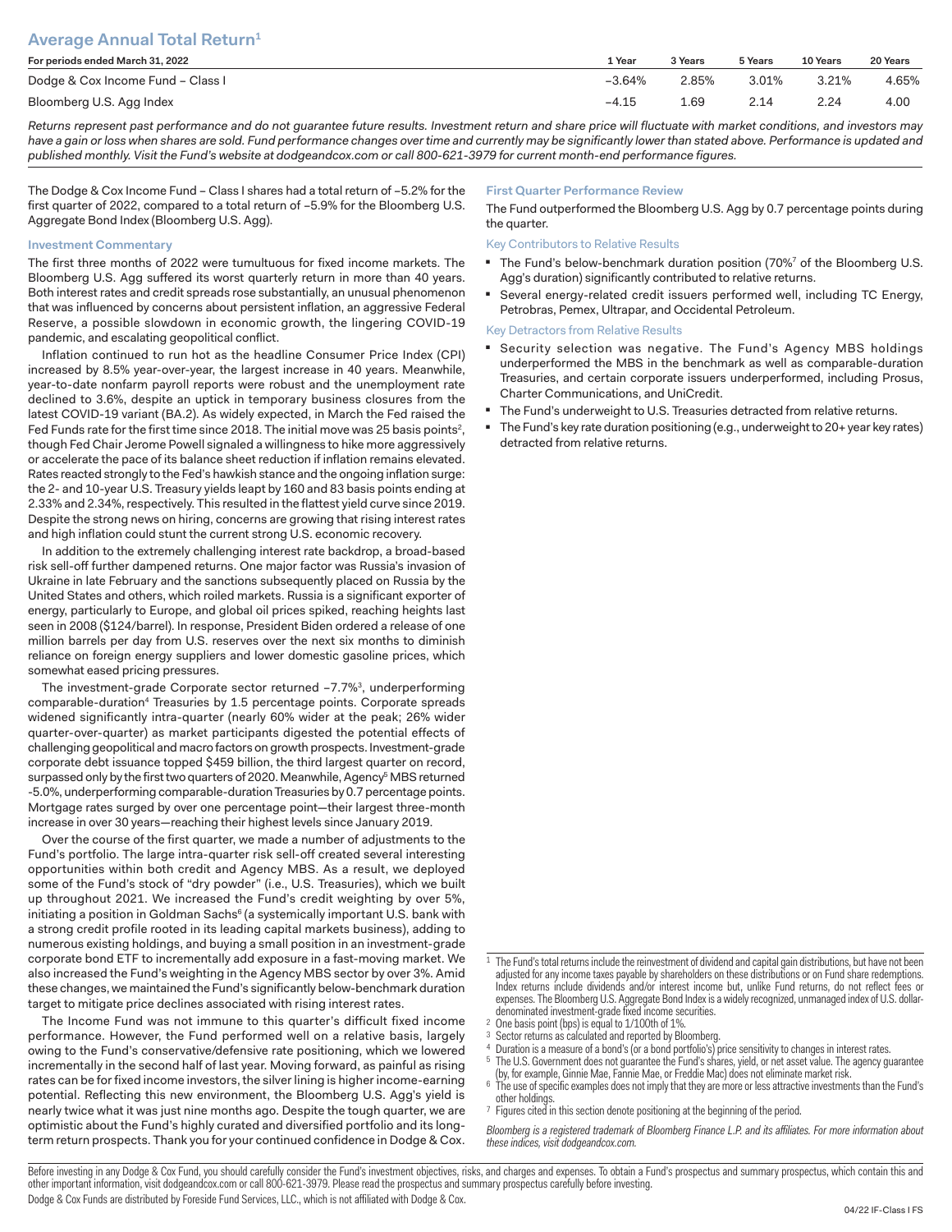## Average Annual Total Return[1]

| For periods ended March 31, 2022 | 1 Year | 3 Years | 5 Years | 10 Years | 20 Years |
|---|---|---|---|---|---|
| Dodge & Cox Income Fund – Class I | –3.64% | 2.85% | 3.01% | 3.21% | 4.65% |
| Bloomberg U.S. Agg Index | –4.15 | 1.69 | 2.14 | 2.24 | 4.00 |

*Returns represent past performance and do not guarantee future results. Investment return and share price will fluctuate with market conditions, and investors may have a gain or loss when shares are sold. Fund performance changes over time and currently may be significantly lower than stated above. Performance is updated and published monthly. Visit the Fund's website at dodgeandcox.com or call 800-621-3979 for current month-end performance figures.*

The Dodge & Cox Income Fund – Class I shares had a total return of –5.2% for the first quarter of 2022, compared to a total return of –5.9% for the Bloomberg U.S. Aggregate Bond Index (Bloomberg U.S. Agg).

### Investment Commentary

The first three months of 2022 were tumultuous for fixed income markets. The Bloomberg U.S. Agg suffered its worst quarterly return in more than 40 years. Both interest rates and credit spreads rose substantially, an unusual phenomenon that was influenced by concerns about persistent inflation, an aggressive Federal Reserve, a possible slowdown in economic growth, the lingering COVID-19 pandemic, and escalating geopolitical conflict.

Inflation continued to run hot as the headline Consumer Price Index (CPI) increased by 8.5% year-over-year, the largest increase in 40 years. Meanwhile, year-to-date nonfarm payroll reports were robust and the unemployment rate declined to 3.6%, despite an uptick in temporary business closures from the latest COVID-19 variant (BA.2). As widely expected, in March the Fed raised the Fed Funds rate for the first time since 2018. The initial move was 25 basis points[2], though Fed Chair Jerome Powell signaled a willingness to hike more aggressively or accelerate the pace of its balance sheet reduction if inflation remains elevated. Rates reacted strongly to the Fed's hawkish stance and the ongoing inflation surge: the 2- and 10-year U.S. Treasury yields leapt by 160 and 83 basis points ending at 2.33% and 2.34%, respectively. This resulted in the flattest yield curve since 2019. Despite the strong news on hiring, concerns are growing that rising interest rates and high inflation could stunt the current strong U.S. economic recovery.

In addition to the extremely challenging interest rate backdrop, a broad-based risk sell-off further dampened returns. One major factor was Russia's invasion of Ukraine in late February and the sanctions subsequently placed on Russia by the United States and others, which roiled markets. Russia is a significant exporter of energy, particularly to Europe, and global oil prices spiked, reaching heights last seen in 2008 ($124/barrel). In response, President Biden ordered a release of one million barrels per day from U.S. reserves over the next six months to diminish reliance on foreign energy suppliers and lower domestic gasoline prices, which somewhat eased pricing pressures.

The investment-grade Corporate sector returned –7.7%[3], underperforming comparable-duration[4] Treasuries by 1.5 percentage points. Corporate spreads widened significantly intra-quarter (nearly 60% wider at the peak; 26% wider quarter-over-quarter) as market participants digested the potential effects of challenging geopolitical and macro factors on growth prospects. Investment-grade corporate debt issuance topped $459 billion, the third largest quarter on record, surpassed only by the first two quarters of 2020. Meanwhile, Agency[5] MBS returned -5.0%, underperforming comparable-duration Treasuries by 0.7 percentage points. Mortgage rates surged by over one percentage point—their largest three-month increase in over 30 years—reaching their highest levels since January 2019.

Over the course of the first quarter, we made a number of adjustments to the Fund's portfolio. The large intra-quarter risk sell-off created several interesting opportunities within both credit and Agency MBS. As a result, we deployed some of the Fund's stock of "dry powder" (i.e., U.S. Treasuries), which we built up throughout 2021. We increased the Fund's credit weighting by over 5%, initiating a position in Goldman Sachs[6] (a systemically important U.S. bank with a strong credit profile rooted in its leading capital markets business), adding to numerous existing holdings, and buying a small position in an investment-grade corporate bond ETF to incrementally add exposure in a fast-moving market. We also increased the Fund's weighting in the Agency MBS sector by over 3%. Amid these changes, we maintained the Fund's significantly below-benchmark duration target to mitigate price declines associated with rising interest rates.

The Income Fund was not immune to this quarter's difficult fixed income performance. However, the Fund performed well on a relative basis, largely owing to the Fund's conservative/defensive rate positioning, which we lowered incrementally in the second half of last year. Moving forward, as painful as rising rates can be for fixed income investors, the silver lining is higher income-earning potential. Reflecting this new environment, the Bloomberg U.S. Agg's yield is nearly twice what it was just nine months ago. Despite the tough quarter, we are optimistic about the Fund's highly curated and diversified portfolio and its long-term return prospects. Thank you for your continued confidence in Dodge & Cox.

### First Quarter Performance Review

The Fund outperformed the Bloomberg U.S. Agg by 0.7 percentage points during the quarter.

#### Key Contributors to Relative Results

- The Fund's below-benchmark duration position (70%[7] of the Bloomberg U.S. Agg's duration) significantly contributed to relative returns.
- Several energy-related credit issuers performed well, including TC Energy, Petrobras, Pemex, Ultrapar, and Occidental Petroleum.

#### Key Detractors from Relative Results

- Security selection was negative. The Fund's Agency MBS holdings underperformed the MBS in the benchmark as well as comparable-duration Treasuries, and certain corporate issuers underperformed, including Prosus, Charter Communications, and UniCredit.
- The Fund's underweight to U.S. Treasuries detracted from relative returns.
- The Fund's key rate duration positioning (e.g., underweight to 20+ year key rates) detracted from relative returns.

---

[1] The Fund's total returns include the reinvestment of dividend and capital gain distributions, but have not been adjusted for any income taxes payable by shareholders on these distributions or on Fund share redemptions. Index returns include dividends and/or interest income but, unlike Fund returns, do not reflect fees or expenses. The Bloomberg U.S. Aggregate Bond Index is a widely recognized, unmanaged index of U.S. dollar-denominated investment-grade fixed income securities.

[2] One basis point (bps) is equal to 1/100th of 1%.

[3] Sector returns as calculated and reported by Bloomberg.

[4] Duration is a measure of a bond's (or a bond portfolio's) price sensitivity to changes in interest rates.

[5] The U.S. Government does not guarantee the Fund's shares, yield, or net asset value. The agency guarantee (by, for example, Ginnie Mae, Fannie Mae, or Freddie Mac) does not eliminate market risk.

[6] The use of specific examples does not imply that they are more or less attractive investments than the Fund's other holdings.

[7] Figures cited in this section denote positioning at the beginning of the period.

*Bloomberg is a registered trademark of Bloomberg Finance L.P. and its affiliates. For more information about these indices, visit dodgeandcox.com.*

Before investing in any Dodge & Cox Fund, you should carefully consider the Fund's investment objectives, risks, and charges and expenses. To obtain a Fund's prospectus and summary prospectus, which contain this and other important information, visit dodgeandcox.com or call 800-621-3979. Please read the prospectus and summary prospectus carefully before investing.

Dodge & Cox Funds are distributed by Foreside Fund Services, LLC., which is not affiliated with Dodge & Cox.

04/22 IF-Class I FS